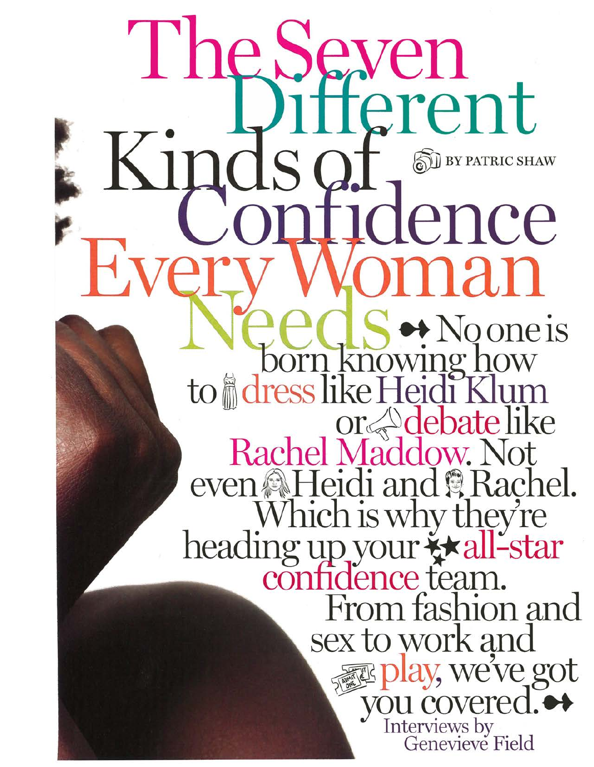# The Seven Different Kinds of Confidence Every Woman Needs

BY PATRIC SHAW

No one is born knowing how to dress like Heidi Klum or debate like Rachel Maddow. Not even Heidi and Rachel. Which is why they're heading up your all-star confidence team. From fashion and sex to work and play, we've got you covered.

Interviews by Genevieve Field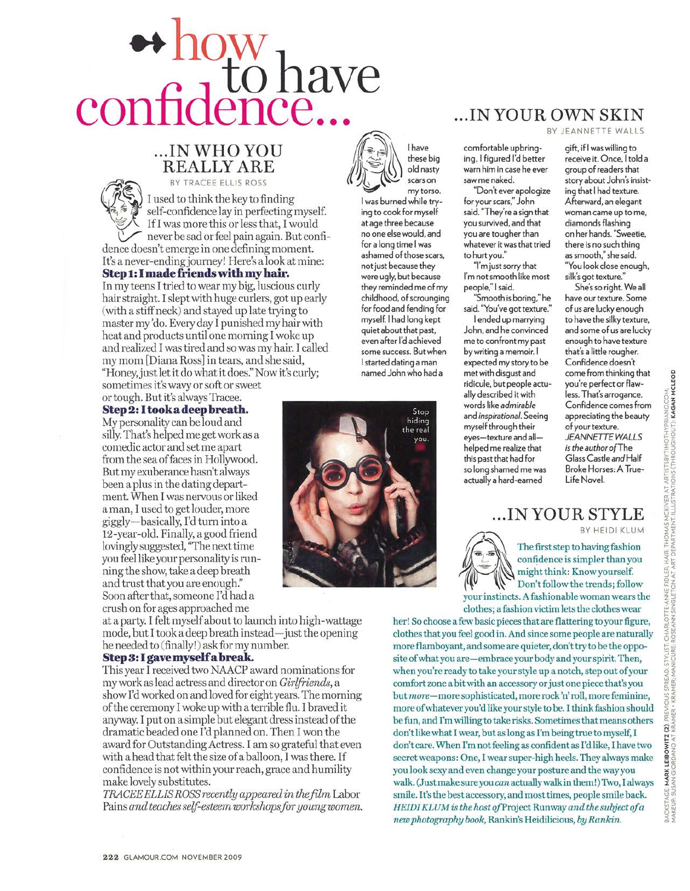# how to have confidence...

## ...IN WHO YOU REALLY ARE

BY TRACEE ELLIS ROSS

I used to think the key to finding self-confidence lay in perfecting myself. If I was more this or less that, I would never be sad or feel pain again. But confidence doesn't emerge in one defining moment. It's a never-ending journey! Here's a look at mine:

**Step 1: I made friends with my hair.**
In my teens I tried to wear my big, luscious curly hair straight. I slept with huge curlers, got up early (with a stiff neck) and stayed up late trying to master my 'do. Every day I punished my hair with heat and products until one morning I woke up and realized I was tired and so was my hair. I called my mom [Diana Ross] in tears, and she said, "Honey, just let it do what it does." Now it's curly; sometimes it's wavy or soft or sweet or tough. But it's always Tracee.

**Step 2: I took a deep breath.**
My personality can be loud and silly. That's helped me get work as a comedic actor and set me apart from the sea of faces in Hollywood. But my exuberance hasn't always been a plus in the dating department. When I was nervous or liked a man, I used to get louder, more giggly—basically, I'd turn into a 12-year-old. Finally, a good friend lovingly suggested, "The next time you feel like your personality is running the show, take a deep breath and trust that you are enough." Soon after that, someone I'd had a crush on for ages approached me at a party. I felt myself about to launch into high-wattage mode, but I took a deep breath instead—just the opening he needed to (finally!) ask for my number.

**Step 3: I gave myself a break.**
This year I received two NAACP award nominations for my work as lead actress and director on *Girlfriends*, a show I'd worked on and loved for eight years. The morning of the ceremony I woke up with a terrible flu. I braved it anyway. I put on a simple but elegant dress instead of the dramatic beaded one I'd planned on. Then I won the award for Outstanding Actress. I am so grateful that even with a head that felt the size of a balloon, I was there. If confidence is not within your reach, grace and humility make lovely substitutes.

*TRACEE ELLIS ROSS recently appeared in the film* Labor Pains *and teaches self-esteem workshops for young women.*

Stop hiding the real you.

## ...IN YOUR OWN SKIN

BY JEANNETTE WALLS

I have these big old nasty scars on my torso. I was burned while trying to cook for myself at age three because no one else would, and for a long time I was ashamed of those scars, not just because they were ugly, but because they reminded me of my childhood, of scrounging for food and fending for myself. I had long kept quiet about that past, even after I'd achieved some success. But when I started dating a man named John who had a comfortable upbringing, I figured I'd better warn him in case he ever saw me naked.

"Don't ever apologize for your scars," John said. "They're a sign that you survived, and that you are tougher than whatever it was that tried to hurt you."

"I'm just sorry that I'm not smooth like most people," I said.

"Smooth is boring," he said. "You've got texture."

I ended up marrying John, and he convinced me to confront my past by writing a memoir. I expected my story to be met with disgust and ridicule, but people actually described it with words like *admirable* and *inspirational*. Seeing myself through their eyes—texture and all—helped me realize that this past that had for so long shamed me was actually a hard-earned gift, if I was willing to receive it. Once, I told a group of readers that story about John's insisting that I had texture. Afterward, an elegant woman came up to me, diamonds flashing on her hands. "Sweetie, there is no such thing as smooth," she said. "You look close enough, silk's got texture."

She's so right. We all have our texture. Some of us are lucky enough to have the silky texture, and some of us are lucky enough to have texture that's a little rougher. Confidence doesn't come from thinking that you're perfect or flawless. That's arrogance. Confidence comes from appreciating the beauty of your texture.

*JEANNETTE WALLS is the author of* The Glass Castle *and* Half Broke Horses: A True-Life Novel.

## ...IN YOUR STYLE

BY HEIDI KLUM

The first step to having fashion confidence is simpler than you might think: Know yourself. Don't follow the trends; follow your instincts. A fashionable woman wears the clothes; a fashion victim lets the clothes wear her! So choose a few basic pieces that are flattering to your figure, clothes that you feel good in. And since some people are naturally more flamboyant, and some are quieter, don't try to be the opposite of what you are—embrace your body and your spirit. Then, when you're ready to take your style up a notch, step out of your comfort zone a bit with an accessory or just one piece that's you but *more*—more sophisticated, more rock 'n' roll, more feminine, more of whatever you'd like your style to be. I think fashion should be fun, and I'm willing to take risks. Sometimes that means others don't like what I wear, but as long as I'm being true to myself, I don't care. When I'm not feeling as confident as I'd like, I have two secret weapons: One, I wear super-high heels. They always make you look sexy and even change your posture and the way you walk. (Just make sure you *can* actually walk in them!) Two, I always smile. It's the best accessory, and most times, people smile back.

*HEIDI KLUM is the host of* Project Runway *and the subject of a new photography book,* Rankin's Heidilicious, *by Rankin.*

BACKSTAGE: MARK LEIBOWITZ (2). PREVIOUS SPREAD: STYLIST: CHARLOTTE-ANNE FIDLER; HAIR: THOMAS MCKIVER AT ARTISTSBYTIMOTHYPRIANO.COM; MAKEUP: SUSAN GIORDANO AT KRAMER + KRAMER; MANICURE: ROSEANN SINGLETON AT ART DEPARTMENT. ILLUSTRATIONS (THROUGHOUT): KAGAN MCLEOD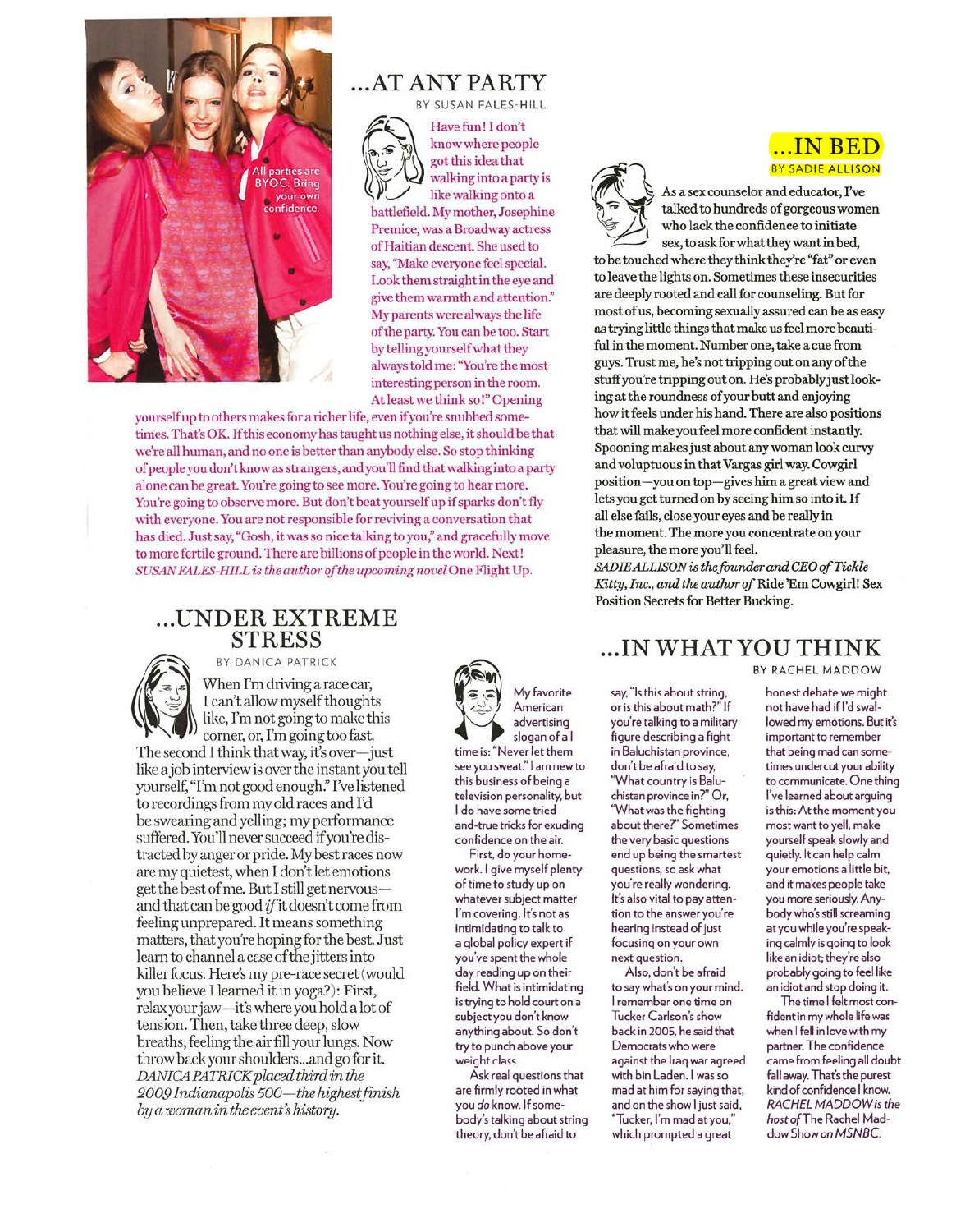All parties are BYOC. Bring your own confidence.

## ...AT ANY PARTY

BY SUSAN FALES-HILL

Have fun! I don't know where people got this idea that walking into a party is like walking onto a battlefield. My mother, Josephine Premice, was a Broadway actress of Haitian descent. She used to say, "Make everyone feel special. Look them straight in the eye and give them warmth and attention." My parents were always the life of the party. You can be too. Start by telling yourself what they always told me: "You're the most interesting person in the room. At least we think so!" Opening yourself up to others makes for a richer life, even if you're snubbed sometimes. That's OK. If this economy has taught us nothing else, it should be that we're all human, and no one is better than anybody else. So stop thinking of people you don't know as strangers, and you'll find that walking into a party alone can be great. You're going to see more. You're going to hear more. You're going to observe more. But don't beat yourself up if sparks don't fly with everyone. You are not responsible for reviving a conversation that has died. Just say, "Gosh, it was so nice talking to you," and gracefully move to more fertile ground. There are billions of people in the world. Next!

*SUSAN FALES-HILL is the author of the upcoming novel* One Flight Up.

## ...IN BED

BY SADIE ALLISON

As a sex counselor and educator, I've talked to hundreds of gorgeous women who lack the confidence to initiate sex, to ask for what they want in bed, to be touched where they think they're "fat" or even to leave the lights on. Sometimes these insecurities are deeply rooted and call for counseling. But for most of us, becoming sexually assured can be as easy as trying little things that make us feel more beautiful in the moment. Number one, take a cue from guys. Trust me, he's not tripping out on any of the stuff you're tripping out on. He's probably just looking at the roundness of your butt and enjoying how it feels under his hand. There are also positions that will make you feel more confident instantly. Spooning makes just about any woman look curvy and voluptuous in that Vargas girl way. Cowgirl position—you on top—gives him a great view and lets you get turned on by seeing him so into it. If all else fails, close your eyes and be really in the moment. The more you concentrate on your pleasure, the more you'll feel.

*SADIE ALLISON is the founder and CEO of Tickle Kitty, Inc., and the author of* Ride 'Em Cowgirl! Sex Position Secrets for Better Bucking.

## ...UNDER EXTREME STRESS

BY DANICA PATRICK

When I'm driving a race car, I can't allow myself thoughts like, I'm not going to make this corner, or, I'm going too fast. The second I think that way, it's over—just like a job interview is over the instant you tell yourself, "I'm not good enough." I've listened to recordings from my old races and I'd be swearing and yelling; my performance suffered. You'll never succeed if you're distracted by anger or pride. My best races now are my quietest, when I don't let emotions get the best of me. But I still get nervous—and that can be good *if* it doesn't come from feeling unprepared. It means something matters, that you're hoping for the best. Just learn to channel a case of the jitters into killer focus. Here's my pre-race secret (would you believe I learned it in yoga?): First, relax your jaw—it's where you hold a lot of tension. Then, take three deep, slow breaths, feeling the air fill your lungs. Now throw back your shoulders...and go for it.

*DANICA PATRICK placed third in the 2009 Indianapolis 500—the highest finish by a woman in the event's history.*

## ...IN WHAT YOU THINK

BY RACHEL MADDOW

My favorite American advertising slogan of all time is: "Never let them see you sweat." I am new to this business of being a television personality, but I do have some tried-and-true tricks for exuding confidence on the air.

First, do your homework. I give myself plenty of time to study up on whatever subject matter I'm covering. It's not as intimidating to talk to a global policy expert if you've spent the whole day reading up on their field. What is intimidating is trying to hold court on a subject you don't know anything about. So don't try to punch above your weight class.

Ask real questions that are firmly rooted in what you *do* know. If somebody's talking about string theory, don't be afraid to say, "Is this about string, or is this about math?" If you're talking to a military figure describing a fight in Baluchistan province, don't be afraid to say, "What country is Baluchistan province in?" Or, "What was the fighting about there?" Sometimes the very basic questions end up being the smartest questions, so ask what you're really wondering. It's also vital to pay attention to the answer you're hearing instead of just focusing on your own next question.

Also, don't be afraid to say what's on your mind. I remember one time on Tucker Carlson's show back in 2005, he said that Democrats who were against the Iraq war agreed with bin Laden. I was so mad at him for saying that, and on the show I just said, "Tucker, I'm mad at you," which prompted a great honest debate we might not have had if I'd swallowed my emotions. But it's important to remember that being mad can sometimes undercut your ability to communicate. One thing I've learned about arguing is this: At the moment you most want to yell, make yourself speak slowly and quietly. It can help calm your emotions a little bit, and it makes people take you more seriously. Anybody who's still screaming at you while you're speaking calmly is going to look like an idiot; they're also probably going to feel like an idiot and stop doing it.

The time I felt most confident in my whole life was when I fell in love with my partner. The confidence came from feeling all doubt fall away. That's the purest kind of confidence I know.

*RACHEL MADDOW is the host of* The Rachel Maddow Show *on MSNBC.*